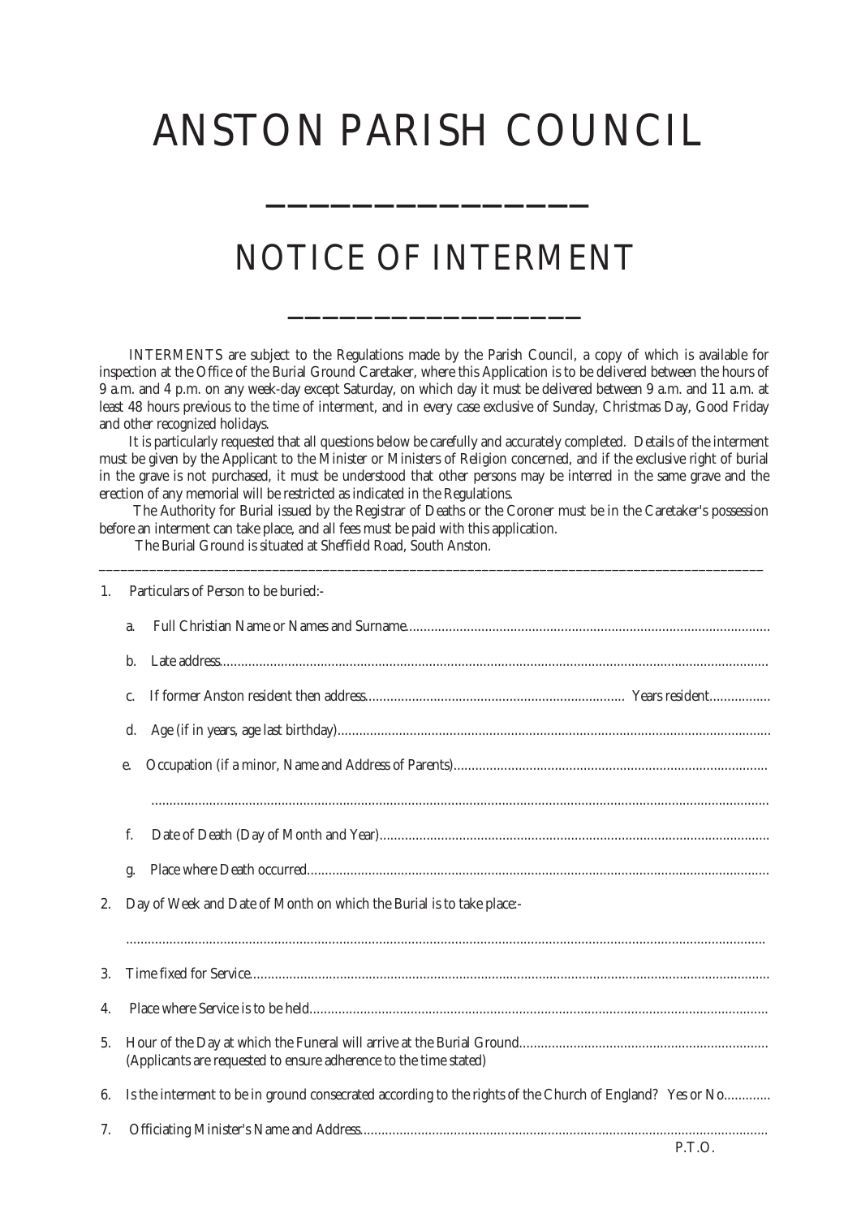# ANSTON PARISH COUNCIL

---

## NOTICE OF INTERMENT

---

INTERMENTS are subject to the Regulations made by the Parish Council, a copy of which is available for inspection at the Office of the Burial Ground Caretaker, where this Application is to be delivered between the hours of 9 a.m. and 4 p.m. on any week-day except Saturday, on which day it must be delivered between 9 a.m. and 11 a.m. at least 48 hours previous to the time of interment, and in every case exclusive of Sunday, Christmas Day, Good Friday and other recognized holidays.

It is particularly requested that all questions below be carefully and accurately completed. Details of the interment must be given by the Applicant to the Minister or Ministers of Religion concerned, and if the exclusive right of burial in the grave is not purchased, it must be understood that other persons may be interred in the same grave and the erection of any memorial will be restricted as indicated in the Regulations.

The Authority for Burial issued by the Registrar of Deaths or the Coroner must be in the Caretaker's possession before an interment can take place, and all fees must be paid with this application.

The Burial Ground is situated at Sheffield Road, South Anston.

---

1. Particulars of Person to be buried:-

   a. Full Christian Name or Names and Surname..............................................................................................

   b. Late address..............................................................................................................................................

   c. If former Anston resident then address........................................................................ Years resident.................

   d. Age (if in years, age last birthday)...............................................................................................................

   e. Occupation (if a minor, Name and Address of Parents).......................................................................................

      ......................................................................................................................................................................

   f. Date of Death (Day of Month and Year)...........................................................................................................

   g. Place where Death occurred...............................................................................................................................

2. Day of Week and Date of Month on which the Burial is to take place:-

   ......................................................................................................................................................................

3. Time fixed for Service..............................................................................................................................................

4. Place where Service is to be held..............................................................................................................................

5. Hour of the Day at which the Funeral will arrive at the Burial Ground.....................................................................
   (Applicants are requested to ensure adherence to the time stated)

6. Is the interment to be in ground consecrated according to the rights of the Church of England? Yes or No.............

7. Officiating Minister's Name and Address.................................................................................................................

P.T.O.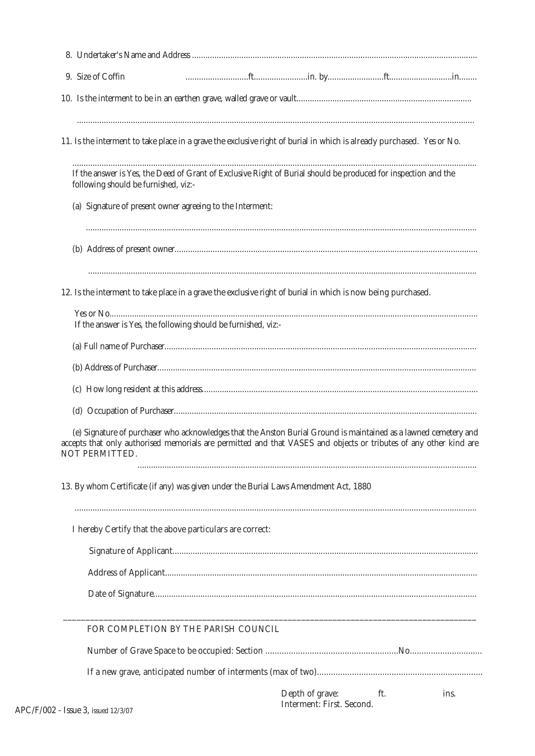8. Undertaker's Name and Address ..............................................................................................................................................

9. Size of Coffin ............................ft........................in. by.........................ft...........................in........

10. Is the interment to be in an earthen grave, walled grave or vault..............................................................................

.......................................................................................................................................................................

11. Is the interment to take place in a grave the exclusive right of burial in which is already purchased. Yes or No.

.......................................................................................................................................................................

If the answer is Yes, the Deed of Grant of Exclusive Right of Burial should be produced for inspection and the following should be furnished, viz:-

(a) Signature of present owner agreeing to the Interment:

.......................................................................................................................................................................

(b) Address of present owner.......................................................................................................................................

.......................................................................................................................................................................

12. Is the interment to take place in a grave the exclusive right of burial in which is now being purchased.

Yes or No...................................................................................................................................................................

If the answer is Yes, the following should be furnished, viz:-

(a) Full name of Purchaser..........................................................................................................................................

(b) Address of Purchaser.............................................................................................................................................

(c) How long resident at this address..........................................................................................................................

(d) Occupation of Purchaser........................................................................................................................................

(e) Signature of purchaser who acknowledges that the Anston Burial Ground is maintained as a lawned cemetery and accepts that only authorised memorials are permitted and that VASES and objects or tributes of any other kind are NOT PERMITTED.

.......................................................................................................................................................................

13. By whom Certificate (if any) was given under the Burial Laws Amendment Act, 1880

.......................................................................................................................................................................

I hereby Certify that the above particulars are correct:

Signature of Applicant.......................................................................................................................................

Address of Applicant..........................................................................................................................................

Date of Signature...............................................................................................................................................

---

FOR COMPLETION BY THE PARISH COUNCIL

Number of Grave Space to be occupied: Section ..........................................................No................................

If a new grave, anticipated number of interments (max of two).......................................................................

Depth of grave: ft. ins.

Interment: First. Second.

APC/F/002 - Issue 3, issued 12/3/07